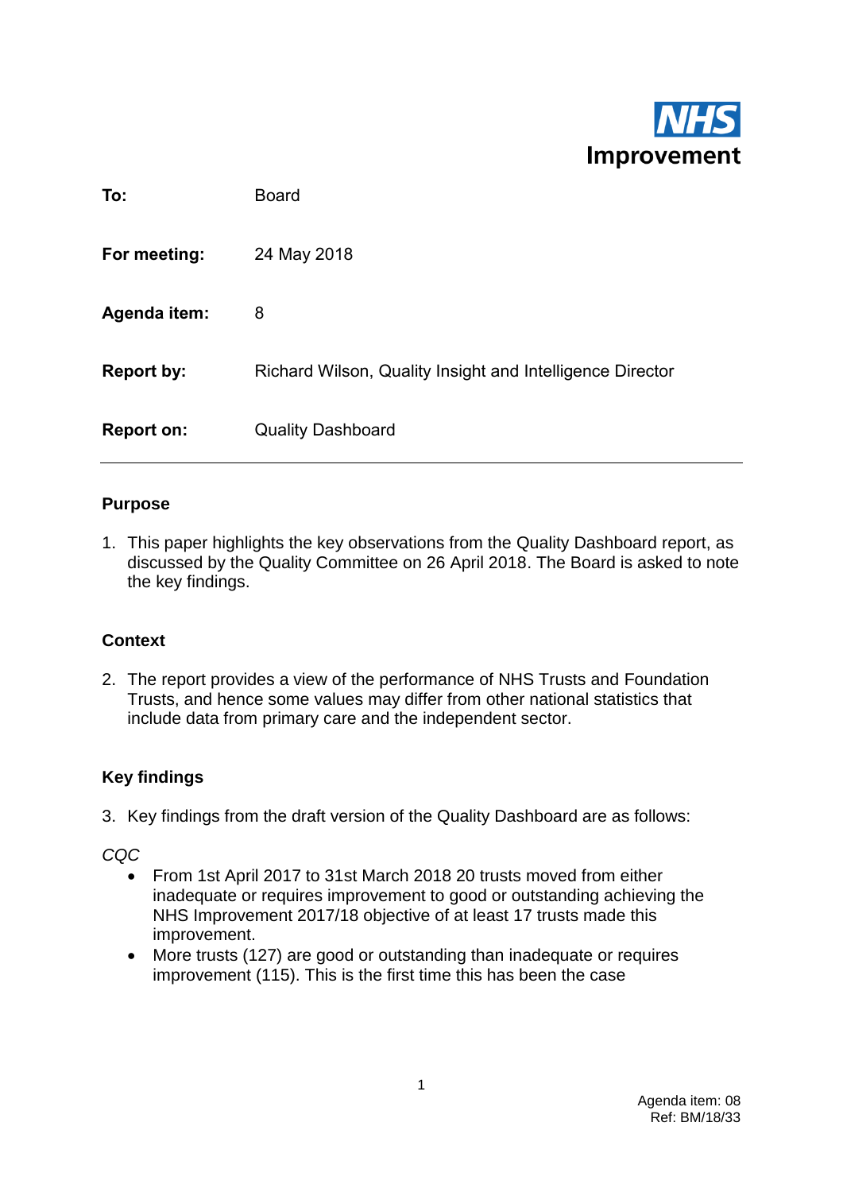NHS Improvement

| | |
|---|---|
| **To:** | Board |
| **For meeting:** | 24 May 2018 |
| **Agenda item:** | 8 |
| **Report by:** | Richard Wilson, Quality Insight and Intelligence Director |
| **Report on:** | Quality Dashboard |

---

## Purpose

1. This paper highlights the key observations from the Quality Dashboard report, as discussed by the Quality Committee on 26 April 2018. The Board is asked to note the key findings.

## Context

2. The report provides a view of the performance of NHS Trusts and Foundation Trusts, and hence some values may differ from other national statistics that include data from primary care and the independent sector.

## Key findings

3. Key findings from the draft version of the Quality Dashboard are as follows:

*CQC*

- From 1st April 2017 to 31st March 2018 20 trusts moved from either inadequate or requires improvement to good or outstanding achieving the NHS Improvement 2017/18 objective of at least 17 trusts made this improvement.
- More trusts (127) are good or outstanding than inadequate or requires improvement (115). This is the first time this has been the case

Agenda item: 08
Ref: BM/18/33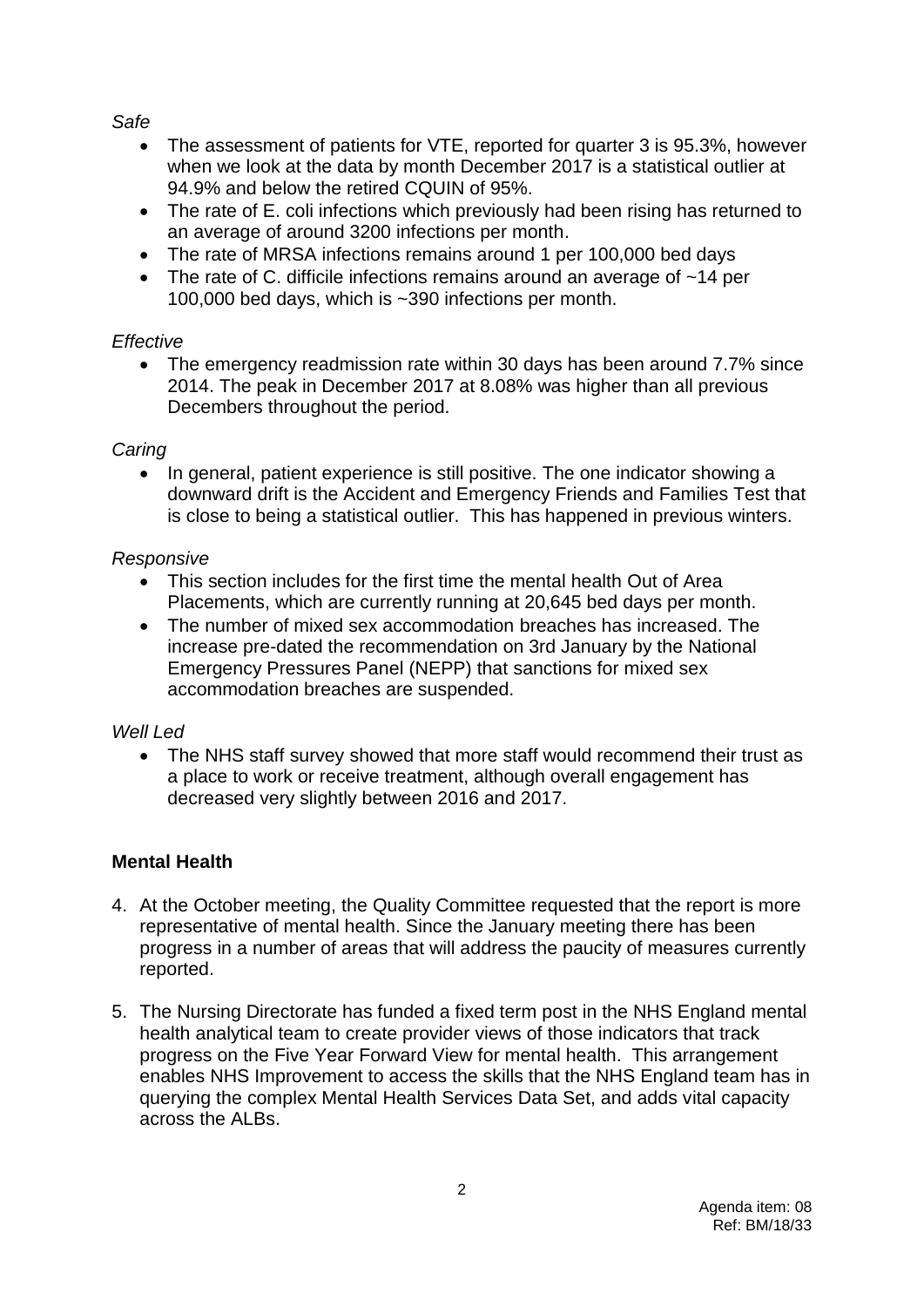*Safe*

- The assessment of patients for VTE, reported for quarter 3 is 95.3%, however when we look at the data by month December 2017 is a statistical outlier at 94.9% and below the retired CQUIN of 95%.
- The rate of E. coli infections which previously had been rising has returned to an average of around 3200 infections per month.
- The rate of MRSA infections remains around 1 per 100,000 bed days
- The rate of C. difficile infections remains around an average of ~14 per 100,000 bed days, which is ~390 infections per month.

*Effective*

- The emergency readmission rate within 30 days has been around 7.7% since 2014. The peak in December 2017 at 8.08% was higher than all previous Decembers throughout the period.

*Caring*

- In general, patient experience is still positive. The one indicator showing a downward drift is the Accident and Emergency Friends and Families Test that is close to being a statistical outlier. This has happened in previous winters.

*Responsive*

- This section includes for the first time the mental health Out of Area Placements, which are currently running at 20,645 bed days per month.
- The number of mixed sex accommodation breaches has increased. The increase pre-dated the recommendation on 3rd January by the National Emergency Pressures Panel (NEPP) that sanctions for mixed sex accommodation breaches are suspended.

*Well Led*

- The NHS staff survey showed that more staff would recommend their trust as a place to work or receive treatment, although overall engagement has decreased very slightly between 2016 and 2017.

**Mental Health**

4. At the October meeting, the Quality Committee requested that the report is more representative of mental health. Since the January meeting there has been progress in a number of areas that will address the paucity of measures currently reported.

5. The Nursing Directorate has funded a fixed term post in the NHS England mental health analytical team to create provider views of those indicators that track progress on the Five Year Forward View for mental health. This arrangement enables NHS Improvement to access the skills that the NHS England team has in querying the complex Mental Health Services Data Set, and adds vital capacity across the ALBs.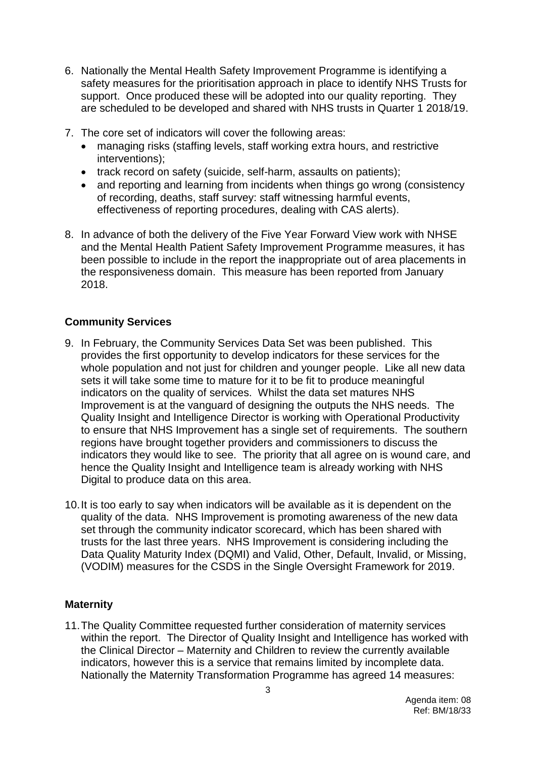6. Nationally the Mental Health Safety Improvement Programme is identifying a safety measures for the prioritisation approach in place to identify NHS Trusts for support. Once produced these will be adopted into our quality reporting. They are scheduled to be developed and shared with NHS trusts in Quarter 1 2018/19.

7. The core set of indicators will cover the following areas:
   - managing risks (staffing levels, staff working extra hours, and restrictive interventions);
   - track record on safety (suicide, self-harm, assaults on patients);
   - and reporting and learning from incidents when things go wrong (consistency of recording, deaths, staff survey: staff witnessing harmful events, effectiveness of reporting procedures, dealing with CAS alerts).

8. In advance of both the delivery of the Five Year Forward View work with NHSE and the Mental Health Patient Safety Improvement Programme measures, it has been possible to include in the report the inappropriate out of area placements in the responsiveness domain. This measure has been reported from January 2018.

## Community Services

9. In February, the Community Services Data Set was been published. This provides the first opportunity to develop indicators for these services for the whole population and not just for children and younger people. Like all new data sets it will take some time to mature for it to be fit to produce meaningful indicators on the quality of services. Whilst the data set matures NHS Improvement is at the vanguard of designing the outputs the NHS needs. The Quality Insight and Intelligence Director is working with Operational Productivity to ensure that NHS Improvement has a single set of requirements. The southern regions have brought together providers and commissioners to discuss the indicators they would like to see. The priority that all agree on is wound care, and hence the Quality Insight and Intelligence team is already working with NHS Digital to produce data on this area.

10. It is too early to say when indicators will be available as it is dependent on the quality of the data. NHS Improvement is promoting awareness of the new data set through the community indicator scorecard, which has been shared with trusts for the last three years. NHS Improvement is considering including the Data Quality Maturity Index (DQMI) and Valid, Other, Default, Invalid, or Missing, (VODIM) measures for the CSDS in the Single Oversight Framework for 2019.

## Maternity

11. The Quality Committee requested further consideration of maternity services within the report. The Director of Quality Insight and Intelligence has worked with the Clinical Director – Maternity and Children to review the currently available indicators, however this is a service that remains limited by incomplete data. Nationally the Maternity Transformation Programme has agreed 14 measures: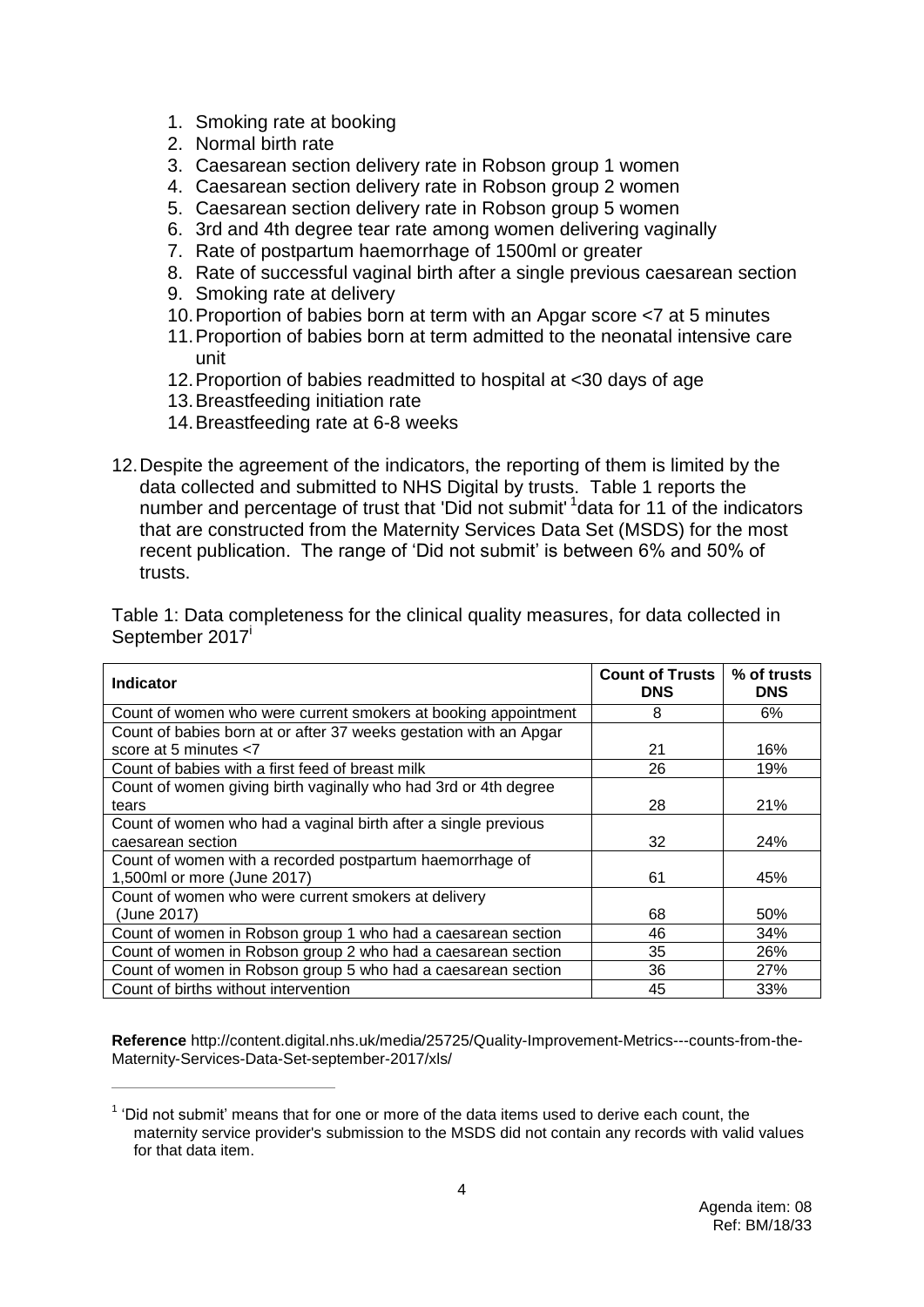1. Smoking rate at booking
2. Normal birth rate
3. Caesarean section delivery rate in Robson group 1 women
4. Caesarean section delivery rate in Robson group 2 women
5. Caesarean section delivery rate in Robson group 5 women
6. 3rd and 4th degree tear rate among women delivering vaginally
7. Rate of postpartum haemorrhage of 1500ml or greater
8. Rate of successful vaginal birth after a single previous caesarean section
9. Smoking rate at delivery
10. Proportion of babies born at term with an Apgar score <7 at 5 minutes
11. Proportion of babies born at term admitted to the neonatal intensive care unit
12. Proportion of babies readmitted to hospital at <30 days of age
13. Breastfeeding initiation rate
14. Breastfeeding rate at 6-8 weeks

12. Despite the agreement of the indicators, the reporting of them is limited by the data collected and submitted to NHS Digital by trusts. Table 1 reports the number and percentage of trust that 'Did not submit' [1] data for 11 of the indicators that are constructed from the Maternity Services Data Set (MSDS) for the most recent publication. The range of 'Did not submit' is between 6% and 50% of trusts.

Table 1: Data completeness for the clinical quality measures, for data collected in September 2017[i]

| Indicator | Count of Trusts DNS | % of trusts DNS |
|---|---|---|
| Count of women who were current smokers at booking appointment | 8 | 6% |
| Count of babies born at or after 37 weeks gestation with an Apgar score at 5 minutes <7 | 21 | 16% |
| Count of babies with a first feed of breast milk | 26 | 19% |
| Count of women giving birth vaginally who had 3rd or 4th degree tears | 28 | 21% |
| Count of women who had a vaginal birth after a single previous caesarean section | 32 | 24% |
| Count of women with a recorded postpartum haemorrhage of 1,500ml or more (June 2017) | 61 | 45% |
| Count of women who were current smokers at delivery (June 2017) | 68 | 50% |
| Count of women in Robson group 1 who had a caesarean section | 46 | 34% |
| Count of women in Robson group 2 who had a caesarean section | 35 | 26% |
| Count of women in Robson group 5 who had a caesarean section | 36 | 27% |
| Count of births without intervention | 45 | 33% |

**Reference** http://content.digital.nhs.uk/media/25725/Quality-Improvement-Metrics---counts-from-the-Maternity-Services-Data-Set-september-2017/xls/

[1] 'Did not submit' means that for one or more of the data items used to derive each count, the maternity service provider's submission to the MSDS did not contain any records with valid values for that data item.

Agenda item: 08
Ref: BM/18/33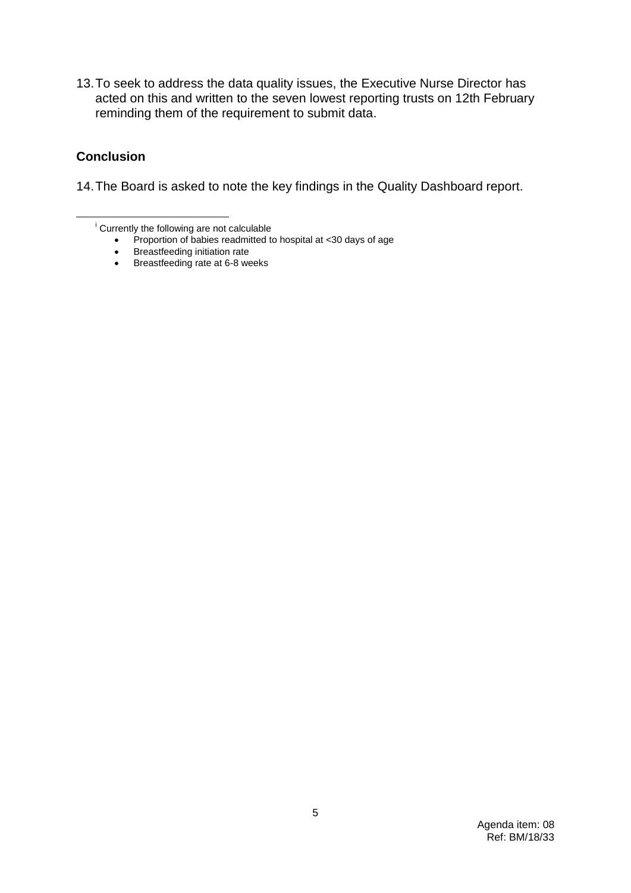13. To seek to address the data quality issues, the Executive Nurse Director has acted on this and written to the seven lowest reporting trusts on 12th February reminding them of the requirement to submit data.

## Conclusion

14. The Board is asked to note the key findings in the Quality Dashboard report.

---

[i] Currently the following are not calculable

- Proportion of babies readmitted to hospital at <30 days of age
- Breastfeeding initiation rate
- Breastfeeding rate at 6-8 weeks

Agenda item: 08
Ref: BM/18/33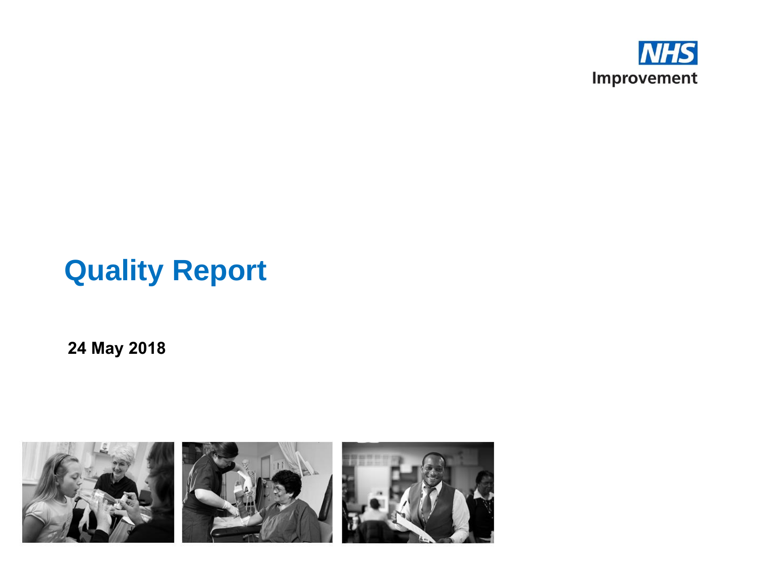NHS Improvement

# Quality Report

**24 May 2018**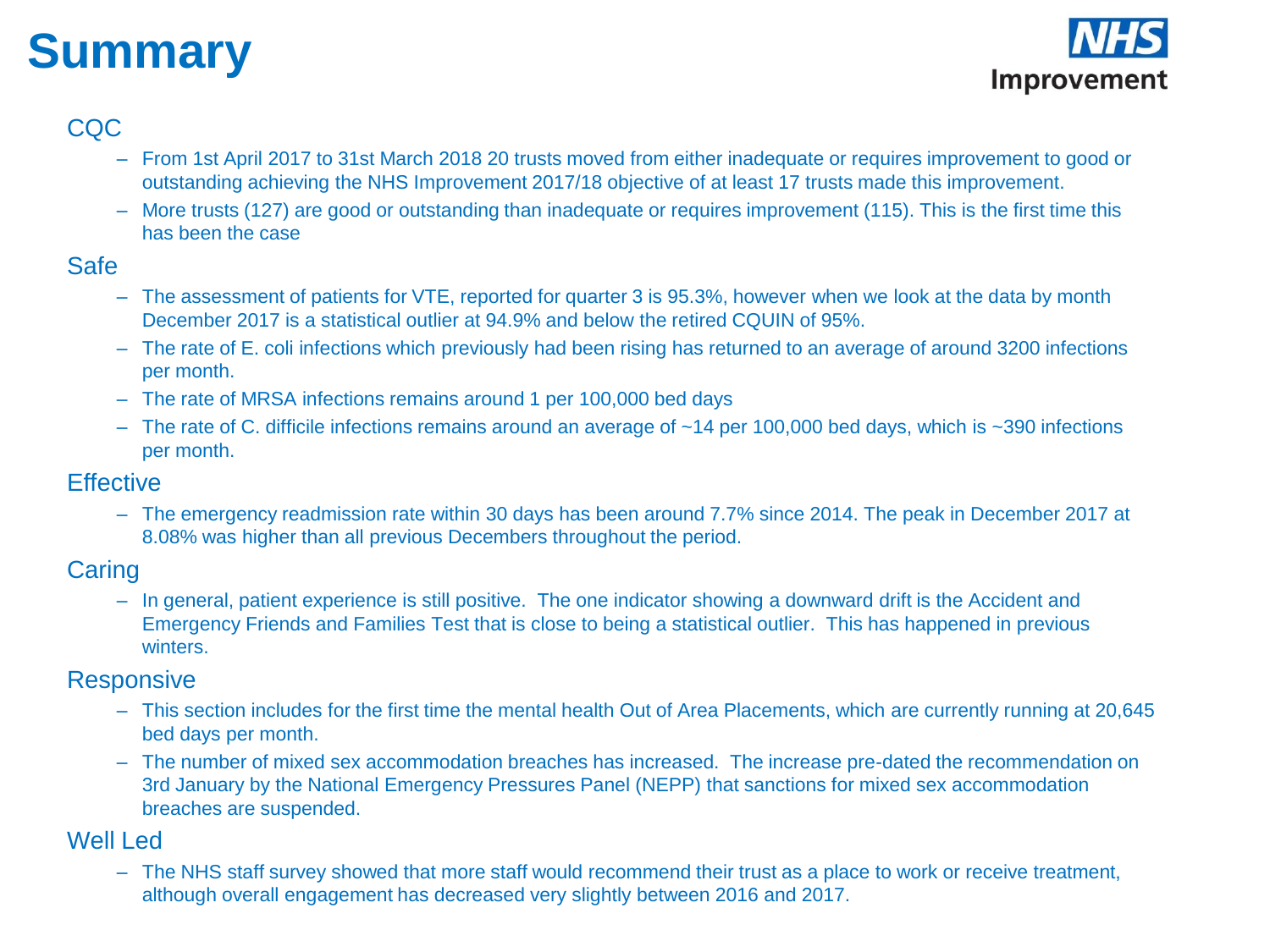# Summary

NHS Improvement

## CQC

- From 1st April 2017 to 31st March 2018 20 trusts moved from either inadequate or requires improvement to good or outstanding achieving the NHS Improvement 2017/18 objective of at least 17 trusts made this improvement.
- More trusts (127) are good or outstanding than inadequate or requires improvement (115). This is the first time this has been the case

## Safe

- The assessment of patients for VTE, reported for quarter 3 is 95.3%, however when we look at the data by month December 2017 is a statistical outlier at 94.9% and below the retired CQUIN of 95%.
- The rate of E. coli infections which previously had been rising has returned to an average of around 3200 infections per month.
- The rate of MRSA infections remains around 1 per 100,000 bed days
- The rate of C. difficile infections remains around an average of ~14 per 100,000 bed days, which is ~390 infections per month.

## Effective

- The emergency readmission rate within 30 days has been around 7.7% since 2014. The peak in December 2017 at 8.08% was higher than all previous Decembers throughout the period.

## Caring

- In general, patient experience is still positive. The one indicator showing a downward drift is the Accident and Emergency Friends and Families Test that is close to being a statistical outlier. This has happened in previous winters.

## Responsive

- This section includes for the first time the mental health Out of Area Placements, which are currently running at 20,645 bed days per month.
- The number of mixed sex accommodation breaches has increased. The increase pre-dated the recommendation on 3rd January by the National Emergency Pressures Panel (NEPP) that sanctions for mixed sex accommodation breaches are suspended.

## Well Led

- The NHS staff survey showed that more staff would recommend their trust as a place to work or receive treatment, although overall engagement has decreased very slightly between 2016 and 2017.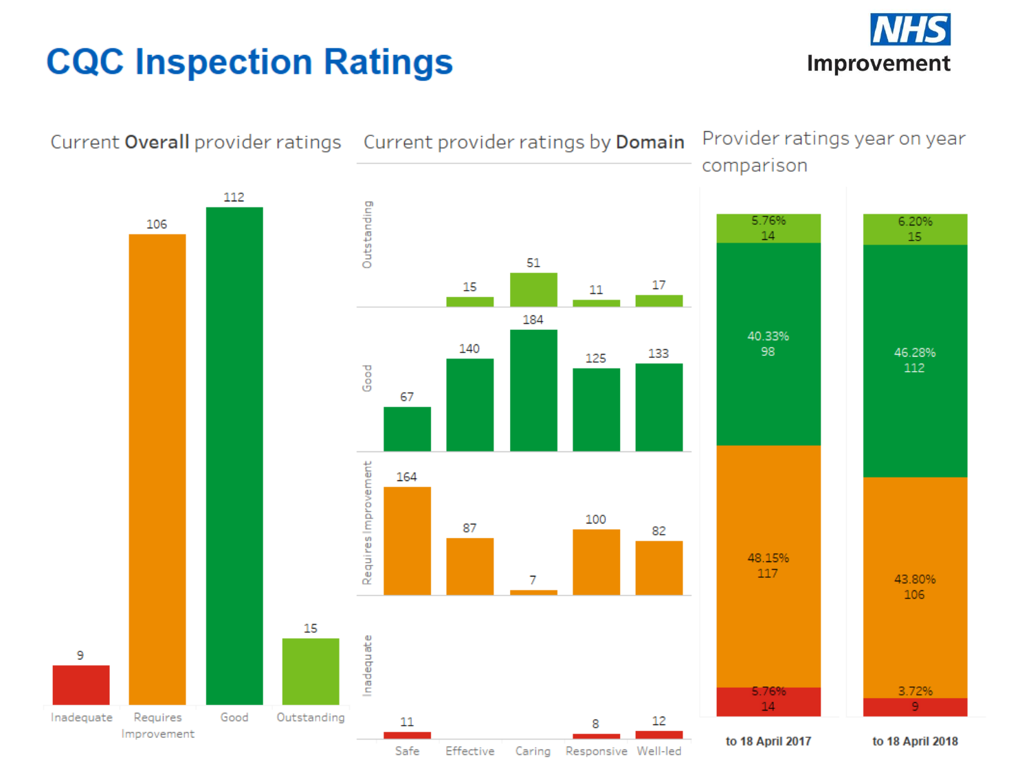# CQC Inspection Ratings

NHS Improvement

## Current **Overall** provider ratings

| Rating | Count |
|---|---|
| Inadequate | 9 |
| Requires Improvement | 106 |
| Good | 112 |
| Outstanding | 15 |

## Current provider ratings by **Domain**

| Rating | Safe | Effective | Caring | Responsive | Well-led |
|---|---|---|---|---|---|
| Outstanding | | 15 | 51 | 11 | 17 |
| Good | 67 | 140 | 184 | 125 | 133 |
| Requires Improvement | 164 | 87 | 7 | 100 | 82 |
| Inadequate | 11 | | | 8 | 12 |

## Provider ratings year on year comparison

| Rating | to 18 April 2017 | to 18 April 2018 |
|---|---|---|
| Outstanding | 5.76% 14 | 6.20% 15 |
| Good | 40.33% 98 | 46.28% 112 |
| Requires Improvement | 48.15% 117 | 43.80% 106 |
| Inadequate | 5.76% 14 | 3.72% 9 |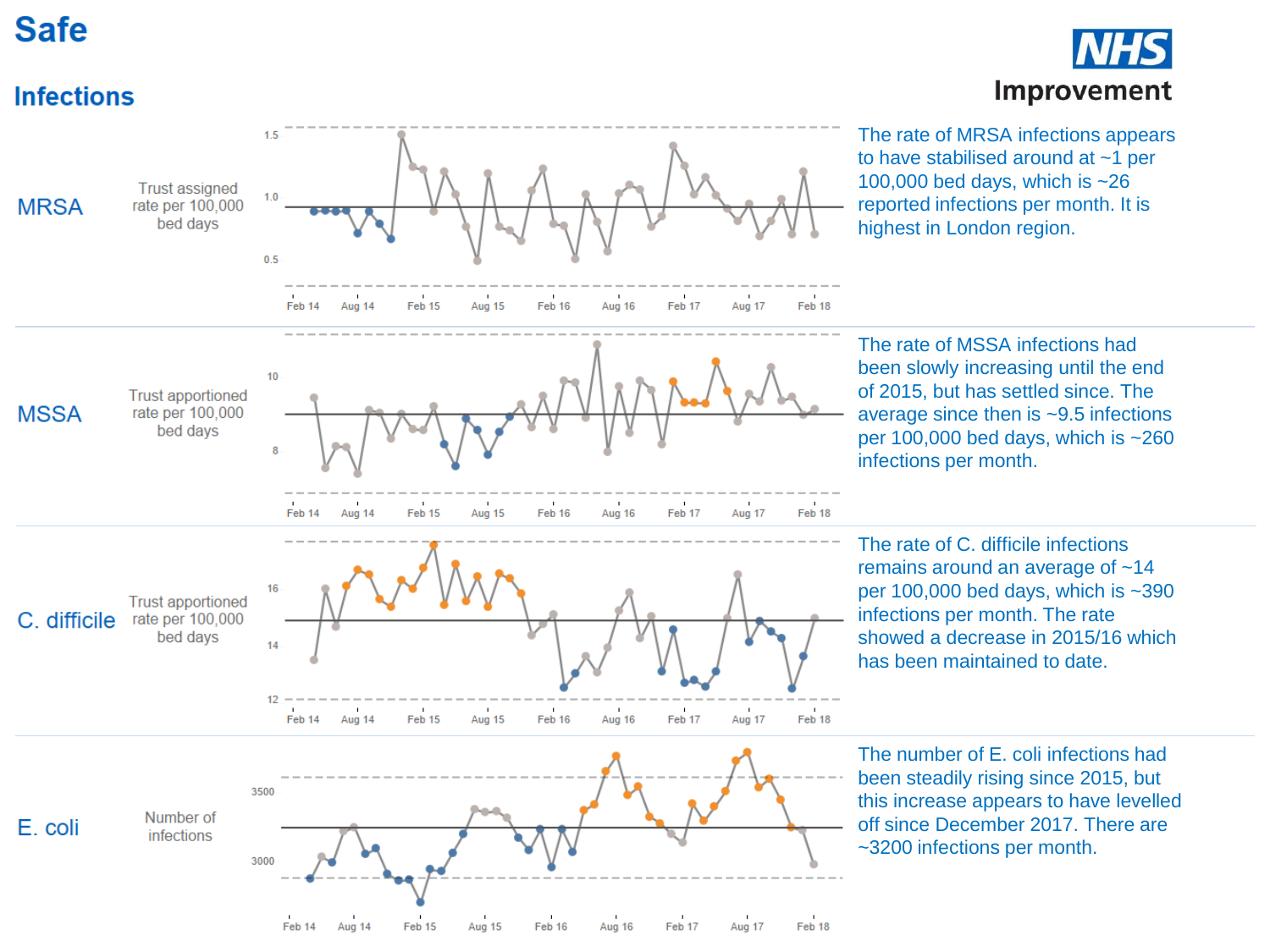# Safe

NHS Improvement

## Infections

**MRSA**

Trust assigned rate per 100,000 bed days

The rate of MRSA infections appears to have stabilised around at ~1 per 100,000 bed days, which is ~26 reported infections per month. It is highest in London region.

**MSSA**

Trust apportioned rate per 100,000 bed days

The rate of MSSA infections had been slowly increasing until the end of 2015, but has settled since. The average since then is ~9.5 infections per 100,000 bed days, which is ~260 infections per month.

**C. difficile**

Trust apportioned rate per 100,000 bed days

The rate of C. difficile infections remains around an average of ~14 per 100,000 bed days, which is ~390 infections per month. The rate showed a decrease in 2015/16 which has been maintained to date.

**E. coli**

Number of infections

The number of E. coli infections had been steadily rising since 2015, but this increase appears to have levelled off since December 2017. There are ~3200 infections per month.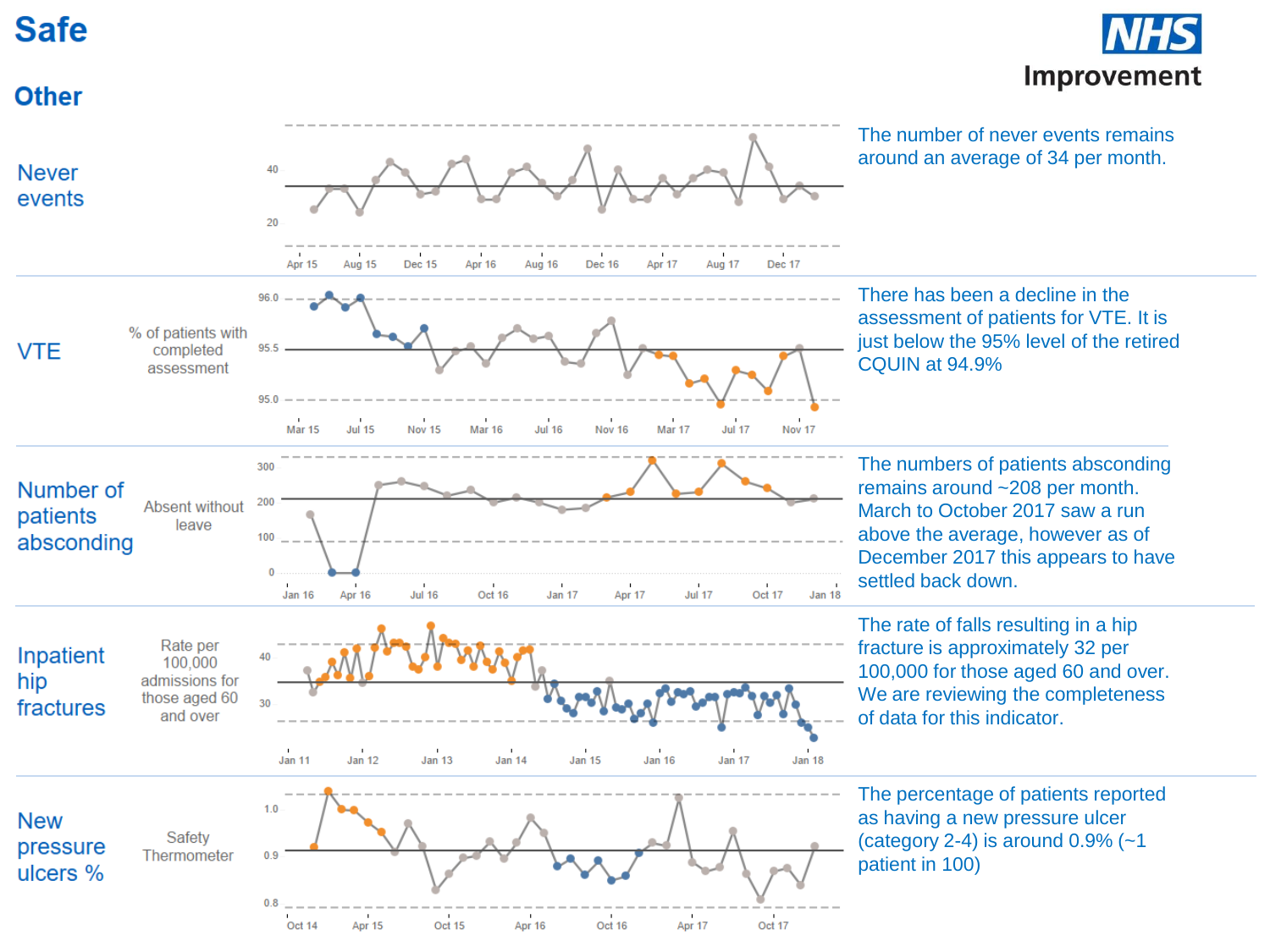# Safe

NHS Improvement

## Other

### Never events

The number of never events remains around an average of 34 per month.

### VTE

% of patients with completed assessment

There has been a decline in the assessment of patients for VTE. It is just below the 95% level of the retired CQUIN at 94.9%

### Number of patients absconding

Absent without leave

The numbers of patients absconding remains around ~208 per month. March to October 2017 saw a run above the average, however as of December 2017 this appears to have settled back down.

### Inpatient hip fractures

Rate per 100,000 admissions for those aged 60 and over

The rate of falls resulting in a hip fracture is approximately 32 per 100,000 for those aged 60 and over. We are reviewing the completeness of data for this indicator.

### New pressure ulcers %

Safety Thermometer

The percentage of patients reported as having a new pressure ulcer (category 2-4) is around 0.9% (~1 patient in 100)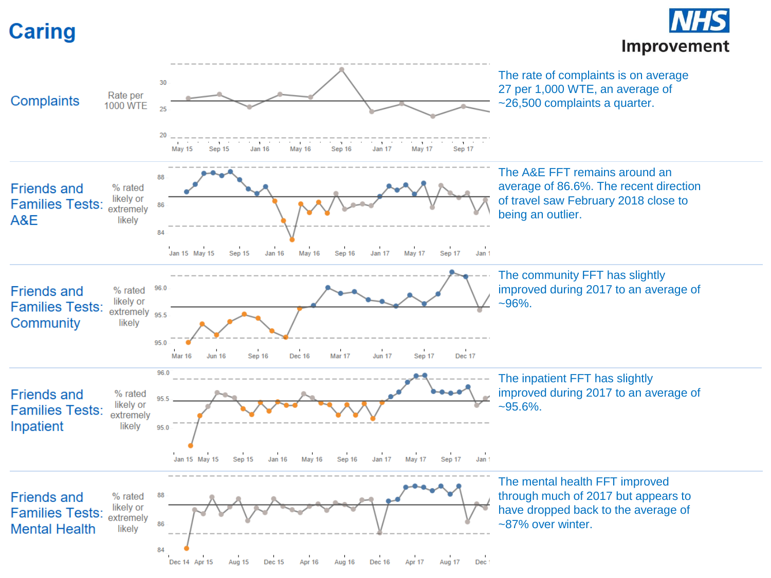# Caring

NHS Improvement

## Complaints

Rate per 1000 WTE

The rate of complaints is on average 27 per 1,000 WTE, an average of ~26,500 complaints a quarter.

## Friends and Families Tests: A&E

% rated likely or extremely likely

The A&E FFT remains around an average of 86.6%. The recent direction of travel saw February 2018 close to being an outlier.

## Friends and Families Tests: Community

% rated likely or extremely likely

The community FFT has slightly improved during 2017 to an average of ~96%.

## Friends and Families Tests: Inpatient

% rated likely or extremely likely

The inpatient FFT has slightly improved during 2017 to an average of ~95.6%.

## Friends and Families Tests: Mental Health

% rated likely or extremely likely

The mental health FFT improved through much of 2017 but appears to have dropped back to the average of ~87% over winter.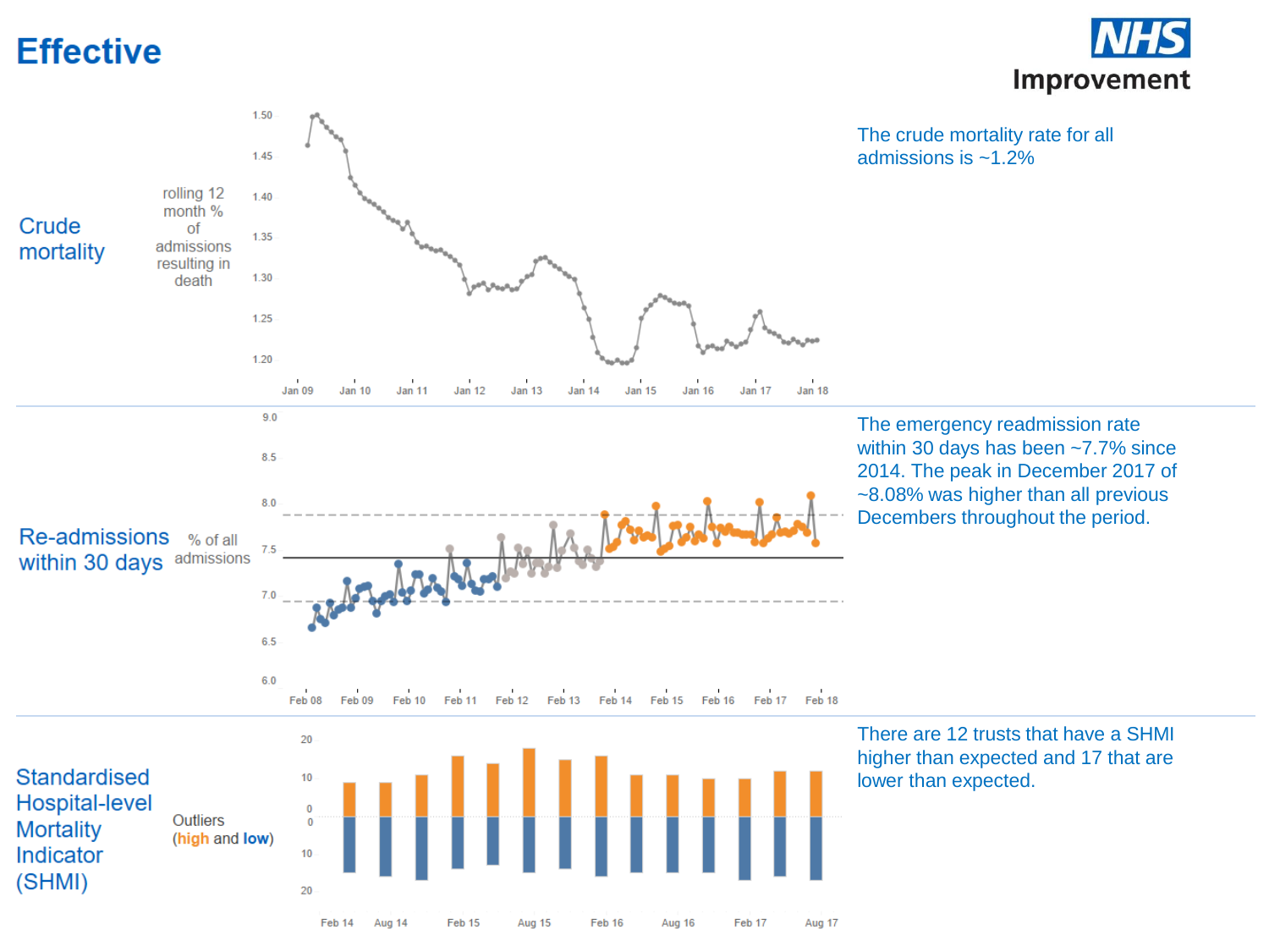# Effective

NHS Improvement

## Crude mortality

rolling 12 month % of admissions resulting in death

The crude mortality rate for all admissions is ~1.2%

## Re-admissions within 30 days

% of all admissions

The emergency readmission rate within 30 days has been ~7.7% since 2014. The peak in December 2017 of ~8.08% was higher than all previous Decembers throughout the period.

## Standardised Hospital-level Mortality Indicator (SHMI)

Outliers (high and low)

There are 12 trusts that have a SHMI higher than expected and 17 that are lower than expected.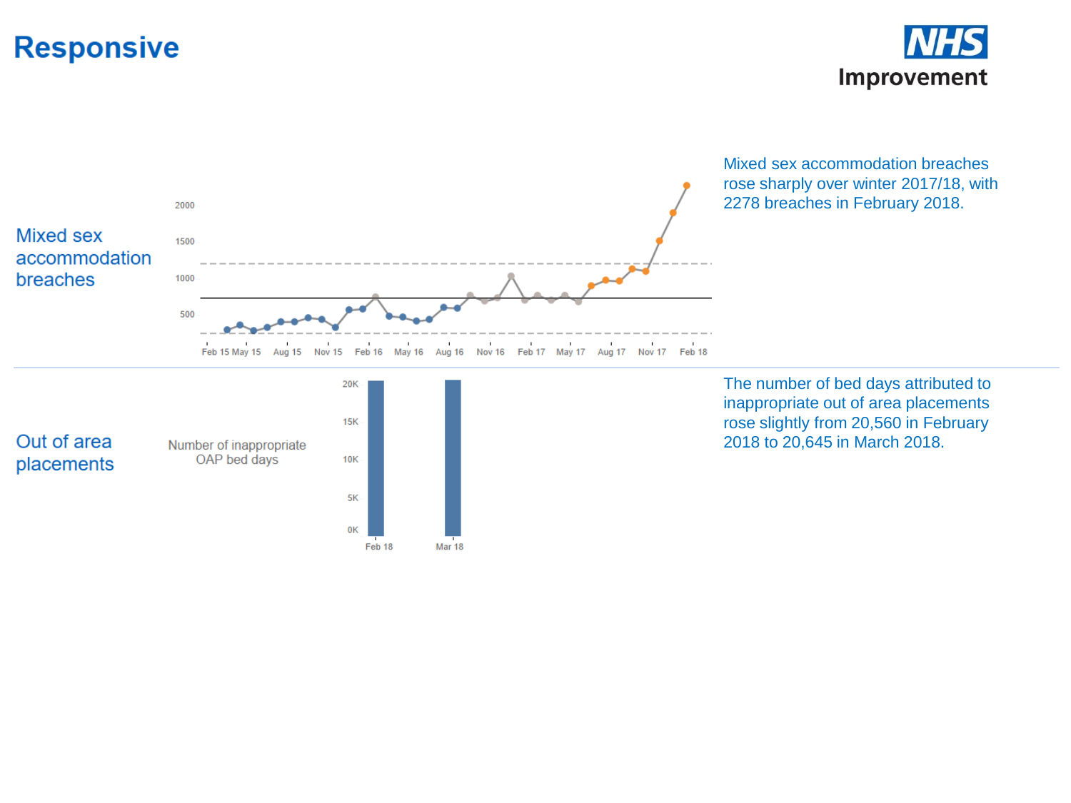# Responsive

## Mixed sex accommodation breaches

Mixed sex accommodation breaches rose sharply over winter 2017/18, with 2278 breaches in February 2018.

## Out of area placements

Number of inappropriate OAP bed days

The number of bed days attributed to inappropriate out of area placements rose slightly from 20,560 in February 2018 to 20,645 in March 2018.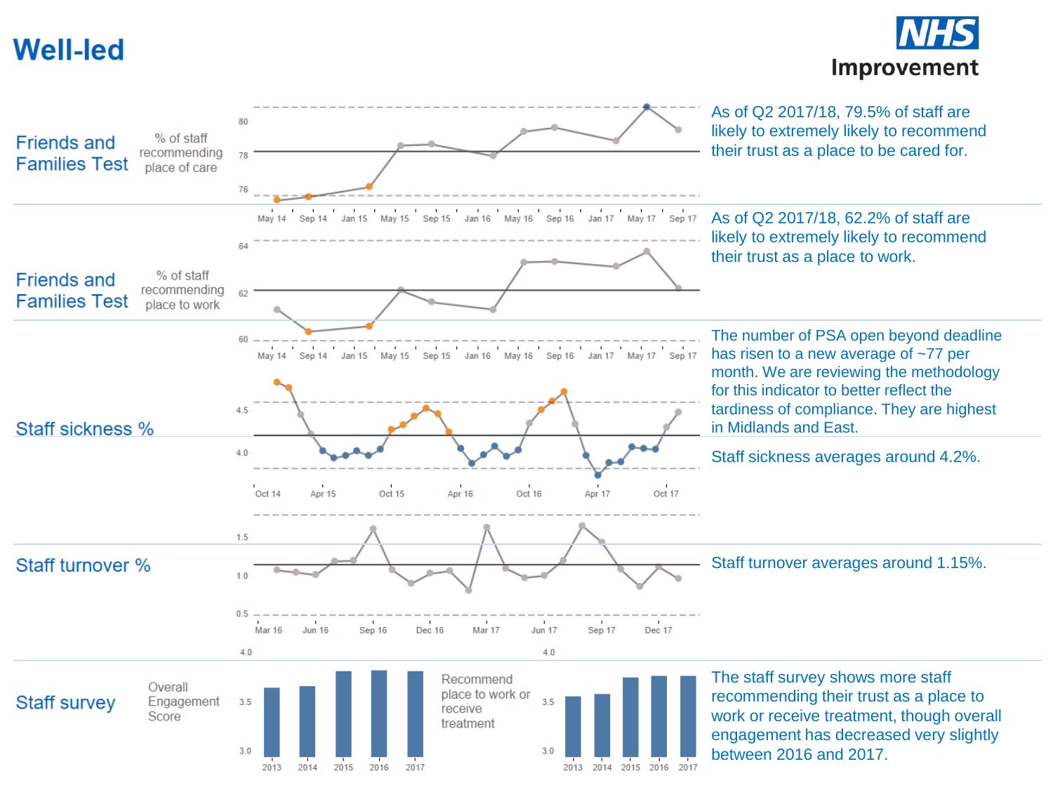# Well-led

NHS Improvement

## Friends and Families Test

% of staff recommending place of care

80
78
76

May 14, Sep 14, Jan 15, May 15, Sep 15, Jan 16, May 16, Sep 16, Jan 17, May 17, Sep 17

As of Q2 2017/18, 79.5% of staff are likely to extremely likely to recommend their trust as a place to be cared for.

## Friends and Families Test

% of staff recommending place to work

64
62
60

May 14, Sep 14, Jan 15, May 15, Sep 15, Jan 16, May 16, Sep 16, Jan 17, May 17, Sep 17

As of Q2 2017/18, 62.2% of staff are likely to extremely likely to recommend their trust as a place to work.

## Staff sickness %

4.5
4.0

Oct 14, Apr 15, Oct 15, Apr 16, Oct 16, Apr 17, Oct 17

The number of PSA open beyond deadline has risen to a new average of ~77 per month. We are reviewing the methodology for this indicator to better reflect the tardiness of compliance. They are highest in Midlands and East.

Staff sickness averages around 4.2%.

## Staff turnover %

1.5
1.0
0.5

Mar 16, Jun 16, Sep 16, Dec 16, Mar 17, Jun 17, Sep 17, Dec 17

Staff turnover averages around 1.15%.

## Staff survey

Overall Engagement Score

4.0
3.5
3.0

2013, 2014, 2015, 2016, 2017

Recommend place to work or receive treatment

4.0
3.5
3.0

2013, 2014, 2015, 2016, 2017

The staff survey shows more staff recommending their trust as a place to work or receive treatment, though overall engagement has decreased very slightly between 2016 and 2017.